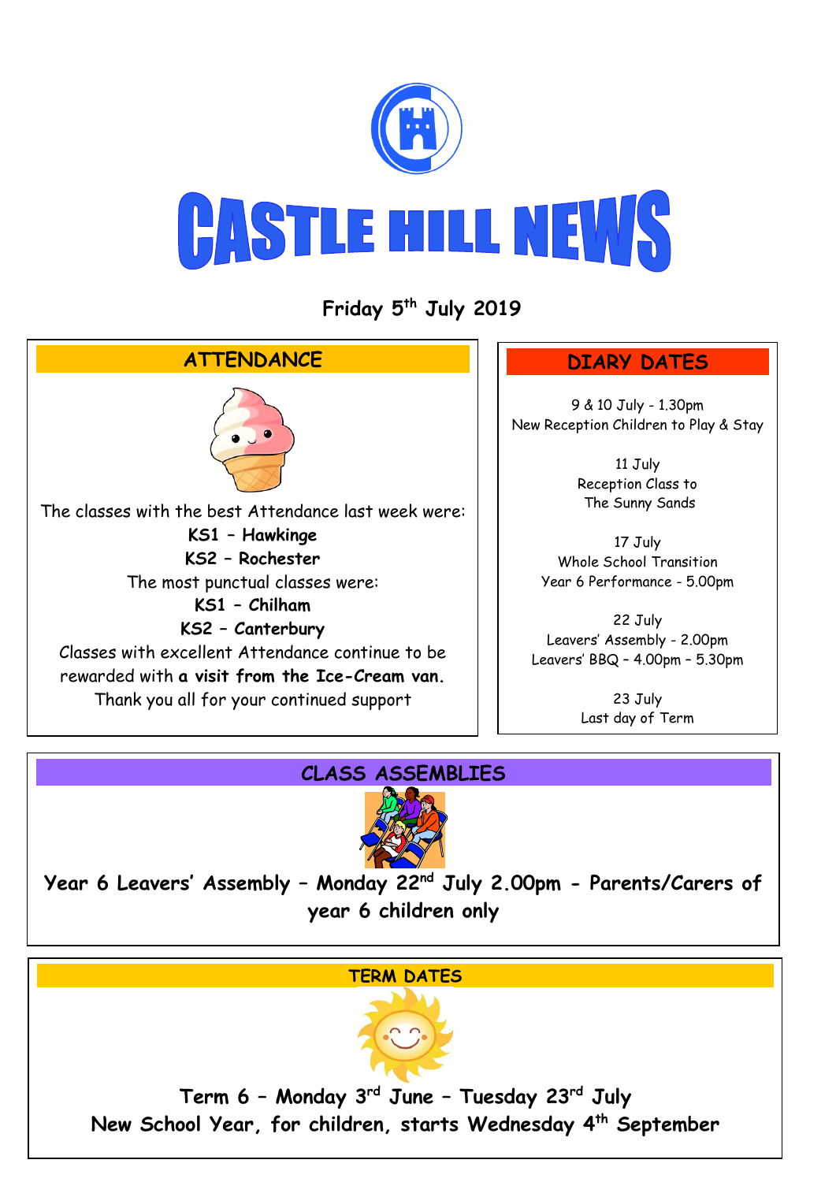# CASTLE HILL NEWS

**Friday 5th July 2019**

## ATTENDANCE

The classes with the best Attendance last week were:

**KS1 – Hawkinge**

**KS2 – Rochester**

The most punctual classes were:

**KS1 – Chilham**

**KS2 – Canterbury**

Classes with excellent Attendance continue to be rewarded with **a visit from the Ice-Cream van.**

Thank you all for your continued support

## DIARY DATES

9 & 10 July - 1.30pm
New Reception Children to Play & Stay

11 July
Reception Class to
The Sunny Sands

17 July
Whole School Transition
Year 6 Performance - 5.00pm

22 July
Leavers' Assembly - 2.00pm
Leavers' BBQ – 4.00pm – 5.30pm

23 July
Last day of Term

## CLASS ASSEMBLIES

**Year 6 Leavers' Assembly – Monday 22nd July 2.00pm - Parents/Carers of year 6 children only**

## TERM DATES

**Term 6 – Monday 3rd June – Tuesday 23rd July**

**New School Year, for children, starts Wednesday 4th September**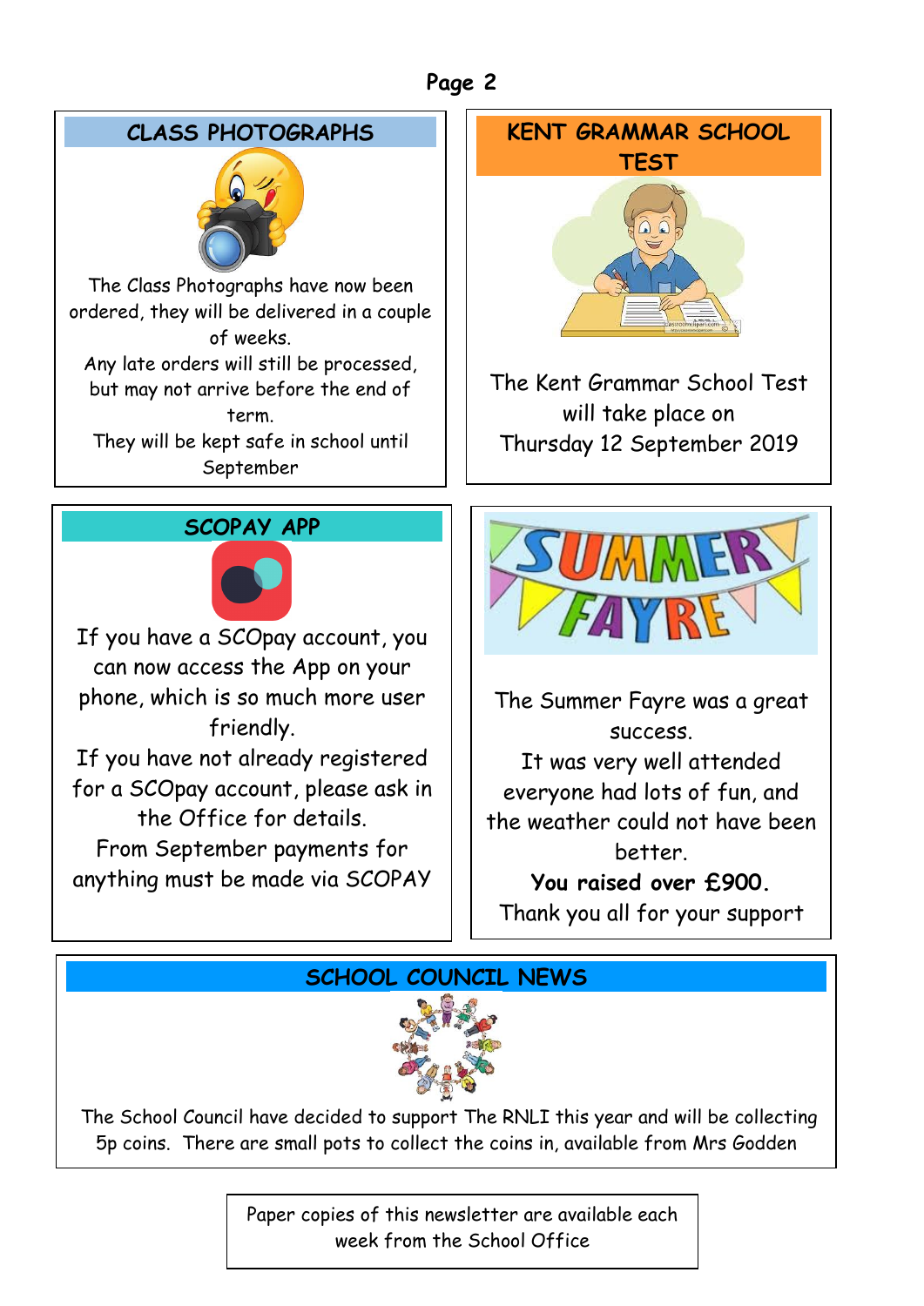## CLASS PHOTOGRAPHS

The Class Photographs have now been ordered, they will be delivered in a couple of weeks.
Any late orders will still be processed, but may not arrive before the end of term.
They will be kept safe in school until September

## KENT GRAMMAR SCHOOL TEST

The Kent Grammar School Test will take place on Thursday 12 September 2019

## SCOPAY APP

If you have a SCOpay account, you can now access the App on your phone, which is so much more user friendly.
If you have not already registered for a SCOpay account, please ask in the Office for details.
From September payments for anything must be made via SCOPAY

## SUMMER FAYRE

The Summer Fayre was a great success.
It was very well attended everyone had lots of fun, and the weather could not have been better.
**You raised over £900.**
Thank you all for your support

## SCHOOL COUNCIL NEWS

The School Council have decided to support The RNLI this year and will be collecting 5p coins. There are small pots to collect the coins in, available from Mrs Godden

Paper copies of this newsletter are available each week from the School Office